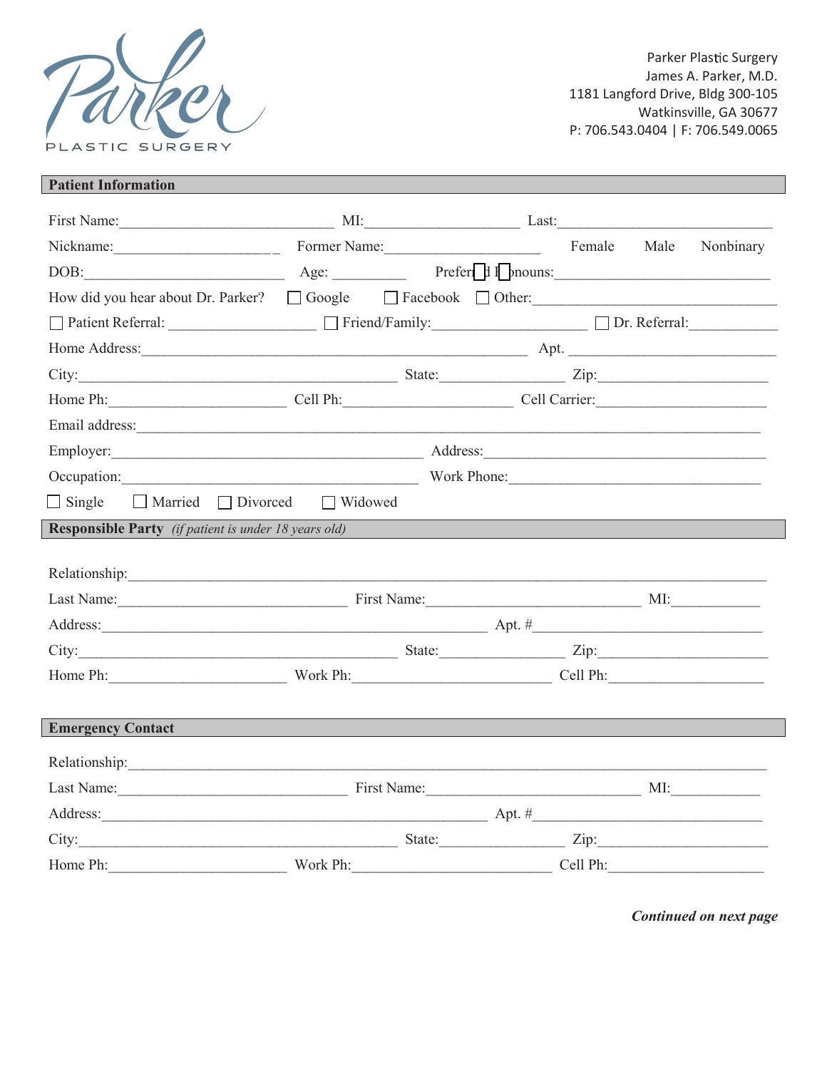Parker Plastic Surgery
James A. Parker, M.D.
1181 Langford Drive, Bldg 300-105
Watkinsville, GA 30677
P: 706.543.0404 | F: 706.549.0065

## Patient Information

First Name:______________________ MI:______________ Last:______________________

Nickname:_________________ Former Name:________________ Female Male Nonbinary

DOB:____________________ Age: ________ Preferred Pronouns:______________________

How did you hear about Dr. Parker? ☐ Google ☐ Facebook ☐ Other:______________________

☐ Patient Referral: ______________ ☐ Friend/Family:________________ ☐ Dr. Referral:__________

Home Address:________________________________________ Apt. ______________________

City:__________________________________ State:____________ Zip:_________________

Home Ph:__________________ Cell Ph:__________________ Cell Carrier:_________________

Email address:____________________________________________________________________

Employer:_________________________________ Address:______________________________

Occupation:_______________________________ Work Phone:___________________________

☐ Single ☐ Married ☐ Divorced ☐ Widowed

## Responsible Party *(if patient is under 18 years old)*

Relationship:_____________________________________________________________________

Last Name:________________________ First Name:_______________________ MI:_________

Address:________________________________________ Apt. #_________________________

City:__________________________________ State:____________ Zip:_________________

Home Ph:__________________ Work Ph:_____________________ Cell Ph:________________

## Emergency Contact

Relationship:_____________________________________________________________________

Last Name:________________________ First Name:_______________________ MI:_________

Address:________________________________________ Apt. #_________________________

City:__________________________________ State:____________ Zip:_________________

Home Ph:__________________ Work Ph:_____________________ Cell Ph:________________

***Continued on next page***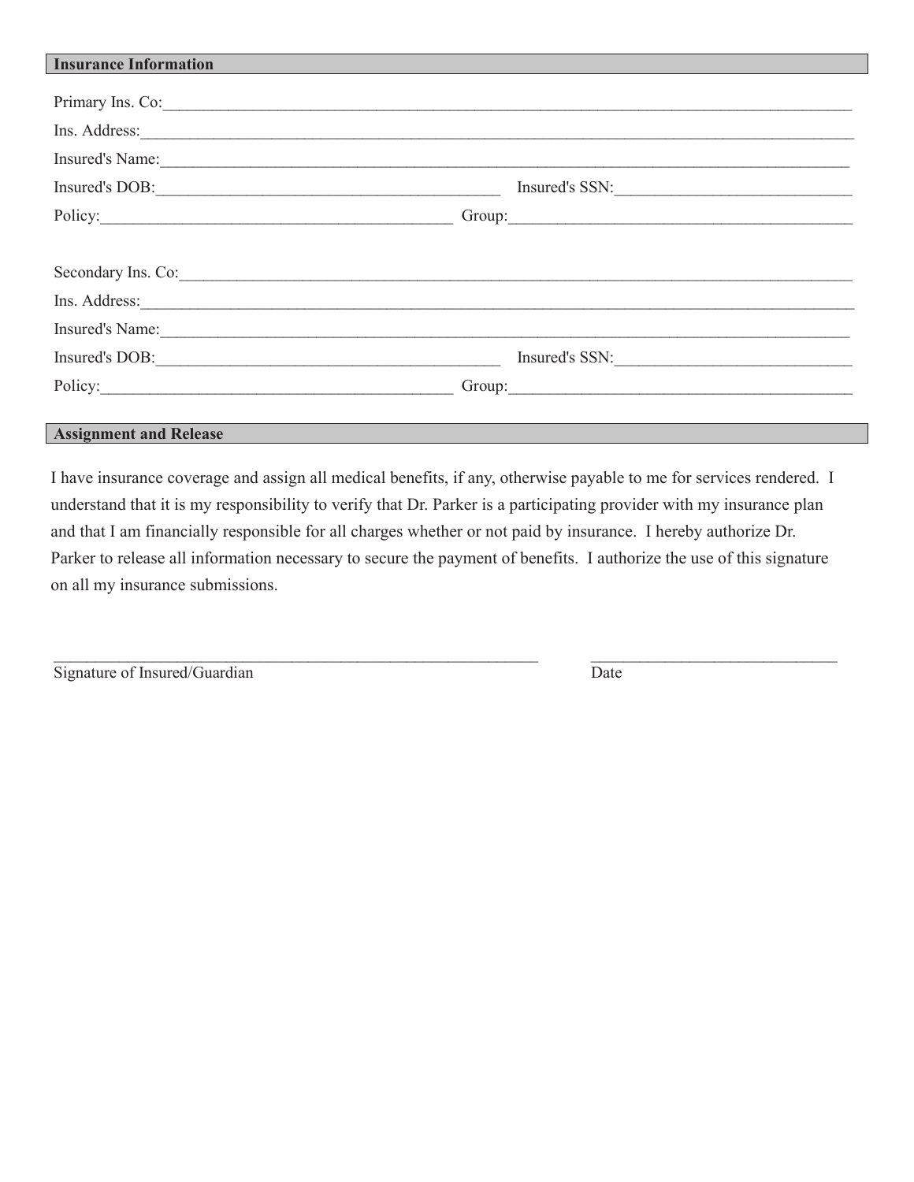## Insurance Information

Primary Ins. Co:\_\_\_\_\_\_\_\_\_\_\_\_\_\_\_\_\_\_\_\_\_\_\_\_\_\_\_\_\_\_\_\_\_\_\_\_\_\_\_\_\_\_\_\_\_\_\_\_\_\_\_\_\_\_\_\_\_\_\_\_\_\_\_\_\_\_\_\_\_\_\_\_\_\_\_\_

Ins. Address:\_\_\_\_\_\_\_\_\_\_\_\_\_\_\_\_\_\_\_\_\_\_\_\_\_\_\_\_\_\_\_\_\_\_\_\_\_\_\_\_\_\_\_\_\_\_\_\_\_\_\_\_\_\_\_\_\_\_\_\_\_\_\_\_\_\_\_\_\_\_\_\_\_\_\_\_\_\_

Insured's Name:\_\_\_\_\_\_\_\_\_\_\_\_\_\_\_\_\_\_\_\_\_\_\_\_\_\_\_\_\_\_\_\_\_\_\_\_\_\_\_\_\_\_\_\_\_\_\_\_\_\_\_\_\_\_\_\_\_\_\_\_\_\_\_\_\_\_\_\_\_\_\_\_\_\_\_\_

Insured's DOB:\_\_\_\_\_\_\_\_\_\_\_\_\_\_\_\_\_\_\_\_\_\_\_\_\_\_\_\_\_\_\_\_\_\_\_\_\_\_ Insured's SSN:\_\_\_\_\_\_\_\_\_\_\_\_\_\_\_\_\_\_\_\_\_\_\_\_\_\_\_

Policy:\_\_\_\_\_\_\_\_\_\_\_\_\_\_\_\_\_\_\_\_\_\_\_\_\_\_\_\_\_\_\_\_\_\_\_\_\_\_\_ Group:\_\_\_\_\_\_\_\_\_\_\_\_\_\_\_\_\_\_\_\_\_\_\_\_\_\_\_\_\_\_\_\_\_\_\_\_\_\_\_

Secondary Ins. Co:\_\_\_\_\_\_\_\_\_\_\_\_\_\_\_\_\_\_\_\_\_\_\_\_\_\_\_\_\_\_\_\_\_\_\_\_\_\_\_\_\_\_\_\_\_\_\_\_\_\_\_\_\_\_\_\_\_\_\_\_\_\_\_\_\_\_\_\_\_\_\_\_\_\_

Ins. Address:\_\_\_\_\_\_\_\_\_\_\_\_\_\_\_\_\_\_\_\_\_\_\_\_\_\_\_\_\_\_\_\_\_\_\_\_\_\_\_\_\_\_\_\_\_\_\_\_\_\_\_\_\_\_\_\_\_\_\_\_\_\_\_\_\_\_\_\_\_\_\_\_\_\_\_\_\_\_

Insured's Name:\_\_\_\_\_\_\_\_\_\_\_\_\_\_\_\_\_\_\_\_\_\_\_\_\_\_\_\_\_\_\_\_\_\_\_\_\_\_\_\_\_\_\_\_\_\_\_\_\_\_\_\_\_\_\_\_\_\_\_\_\_\_\_\_\_\_\_\_\_\_\_\_\_\_\_\_

Insured's DOB:\_\_\_\_\_\_\_\_\_\_\_\_\_\_\_\_\_\_\_\_\_\_\_\_\_\_\_\_\_\_\_\_\_\_\_\_\_\_ Insured's SSN:\_\_\_\_\_\_\_\_\_\_\_\_\_\_\_\_\_\_\_\_\_\_\_\_\_\_\_

Policy:\_\_\_\_\_\_\_\_\_\_\_\_\_\_\_\_\_\_\_\_\_\_\_\_\_\_\_\_\_\_\_\_\_\_\_\_\_\_\_ Group:\_\_\_\_\_\_\_\_\_\_\_\_\_\_\_\_\_\_\_\_\_\_\_\_\_\_\_\_\_\_\_\_\_\_\_\_\_\_\_

## Assignment and Release

I have insurance coverage and assign all medical benefits, if any, otherwise payable to me for services rendered. I understand that it is my responsibility to verify that Dr. Parker is a participating provider with my insurance plan and that I am financially responsible for all charges whether or not paid by insurance. I hereby authorize Dr. Parker to release all information necessary to secure the payment of benefits. I authorize the use of this signature on all my insurance submissions.

\_\_\_\_\_\_\_\_\_\_\_\_\_\_\_\_\_\_\_\_\_\_\_\_\_\_\_\_\_\_\_\_\_\_\_\_\_\_\_\_\_\_\_\_\_\_\_\_\_\_\_\_ \_\_\_\_\_\_\_\_\_\_\_\_\_\_\_\_\_\_\_\_\_\_\_\_\_\_\_\_

Signature of Insured/Guardian Date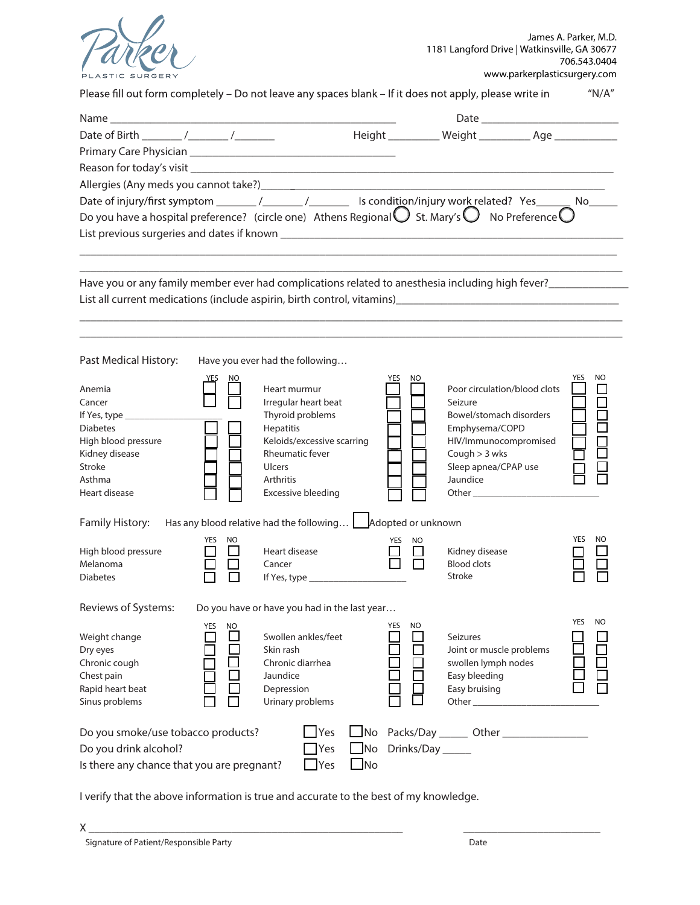Parker
PLASTIC SURGERY

James A. Parker, M.D.
1181 Langford Drive | Watkinsville, GA 30677
706.543.0404
www.parkerplasticsurgery.com

Please fill out form completely – Do not leave any spaces blank – If it does not apply, please write in "N/A"

Name ______________________________________________ Date ______________________

Date of Birth _______/_______/_______ Height _________ Weight _________ Age ___________

Primary Care Physician ___________________________________

Reason for today's visit ______________________________________________________________________

Allergies (Any meds you cannot take?)_____________________________________________________________

Date of injury/first symptom _______/_______/_______ Is condition/injury work related? Yes______ No_____

Do you have a hospital preference? (circle one) Athens Regional ◯ St. Mary's ◯ No Preference ◯

List previous surgeries and dates if known ______________________________________________________

______________________________________________________________________________________

______________________________________________________________________________________

Have you or any family member ever had complications related to anesthesia including high fever?_____________

List all current medications (include aspirin, birth control, vitamins)_________________________________________

______________________________________________________________________________________

______________________________________________________________________________________

## Past Medical History: Have you ever had the following…

| | YES | NO | | YES | NO | | YES | NO |
|---|---|---|---|---|---|---|---|---|
| Anemia | ☐ | ☐ | Heart murmur | ☐ | ☐ | Poor circulation/blood clots | ☐ | ☐ |
| Cancer | ☐ | ☐ | Irregular heart beat | ☐ | ☐ | Seizure | ☐ | ☐ |
| If Yes, type __________________ | | | Thyroid problems | ☐ | ☐ | Bowel/stomach disorders | ☐ | ☐ |
| Diabetes | ☐ | ☐ | Hepatitis | ☐ | ☐ | Emphysema/COPD | ☐ | ☐ |
| High blood pressure | ☐ | ☐ | Keloids/excessive scarring | ☐ | ☐ | HIV/Immunocompromised | ☐ | ☐ |
| Kidney disease | ☐ | ☐ | Rheumatic fever | ☐ | ☐ | Cough > 3 wks | ☐ | ☐ |
| Stroke | ☐ | ☐ | Ulcers | ☐ | ☐ | Sleep apnea/CPAP use | ☐ | ☐ |
| Asthma | ☐ | ☐ | Arthritis | ☐ | ☐ | Jaundice | ☐ | ☐ |
| Heart disease | ☐ | ☐ | Excessive bleeding | ☐ | ☐ | Other ______________________ | | |

## Family History: Has any blood relative had the following… ☐ Adopted or unknown

| | YES | NO | | YES | NO | | YES | NO |
|---|---|---|---|---|---|---|---|---|
| High blood pressure | ☐ | ☐ | Heart disease | ☐ | ☐ | Kidney disease | ☐ | ☐ |
| Melanoma | ☐ | ☐ | Cancer | ☐ | ☐ | Blood clots | ☐ | ☐ |
| Diabetes | ☐ | ☐ | If Yes, type __________________ | | | Stroke | ☐ | ☐ |

## Reviews of Systems: Do you have or have you had in the last year…

| | YES | NO | | YES | NO | | YES | NO |
|---|---|---|---|---|---|---|---|---|
| Weight change | ☐ | ☐ | Swollen ankles/feet | ☐ | ☐ | Seizures | ☐ | ☐ |
| Dry eyes | ☐ | ☐ | Skin rash | ☐ | ☐ | Joint or muscle problems | ☐ | ☐ |
| Chronic cough | ☐ | ☐ | Chronic diarrhea | ☐ | ☐ | swollen lymph nodes | ☐ | ☐ |
| Chest pain | ☐ | ☐ | Jaundice | ☐ | ☐ | Easy bleeding | ☐ | ☐ |
| Rapid heart beat | ☐ | ☐ | Depression | ☐ | ☐ | Easy bruising | ☐ | ☐ |
| Sinus problems | ☐ | ☐ | Urinary problems | ☐ | ☐ | Other ______________________ | | |

Do you smoke/use tobacco products? ☐ Yes ☐ No Packs/Day _____ Other ________________

Do you drink alcohol? ☐ Yes ☐ No Drinks/Day _____

Is there any chance that you are pregnant? ☐ Yes ☐ No

I verify that the above information is true and accurate to the best of my knowledge.

X ______________________________________________________ ________________________

Signature of Patient/Responsible Party Date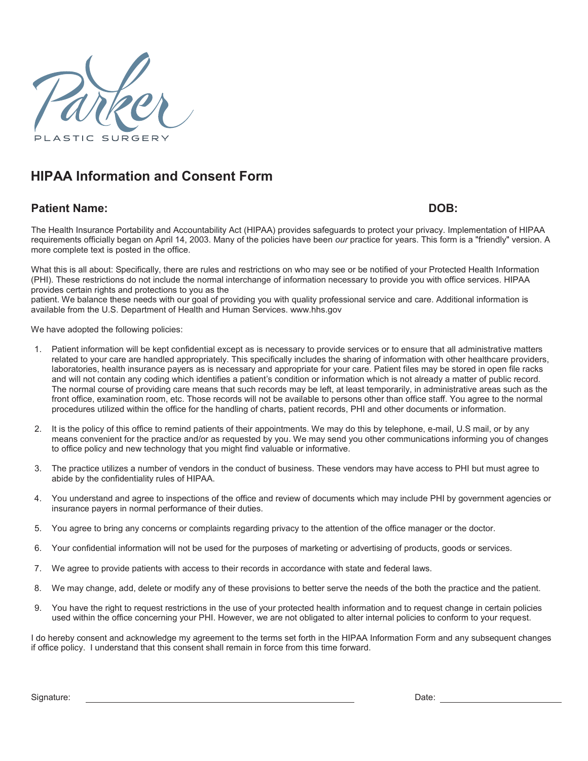Parker

PLASTIC SURGERY

## HIPAA Information and Consent Form

**Patient Name:** **DOB:**

The Health Insurance Portability and Accountability Act (HIPAA) provides safeguards to protect your privacy. Implementation of HIPAA requirements officially began on April 14, 2003. Many of the policies have been *our* practice for years. This form is a "friendly" version. A more complete text is posted in the office.

What this is all about: Specifically, there are rules and restrictions on who may see or be notified of your Protected Health Information (PHI). These restrictions do not include the normal interchange of information necessary to provide you with office services. HIPAA provides certain rights and protections to you as the
patient. We balance these needs with our goal of providing you with quality professional service and care. Additional information is available from the U.S. Department of Health and Human Services. www.hhs.gov

We have adopted the following policies:

1. Patient information will be kept confidential except as is necessary to provide services or to ensure that all administrative matters related to your care are handled appropriately. This specifically includes the sharing of information with other healthcare providers, laboratories, health insurance payers as is necessary and appropriate for your care. Patient files may be stored in open file racks and will not contain any coding which identifies a patient's condition or information which is not already a matter of public record. The normal course of providing care means that such records may be left, at least temporarily, in administrative areas such as the front office, examination room, etc. Those records will not be available to persons other than office staff. You agree to the normal procedures utilized within the office for the handling of charts, patient records, PHI and other documents or information.

2. It is the policy of this office to remind patients of their appointments. We may do this by telephone, e-mail, U.S mail, or by any means convenient for the practice and/or as requested by you. We may send you other communications informing you of changes to office policy and new technology that you might find valuable or informative.

3. The practice utilizes a number of vendors in the conduct of business. These vendors may have access to PHI but must agree to abide by the confidentiality rules of HIPAA.

4. You understand and agree to inspections of the office and review of documents which may include PHI by government agencies or insurance payers in normal performance of their duties.

5. You agree to bring any concerns or complaints regarding privacy to the attention of the office manager or the doctor.

6. Your confidential information will not be used for the purposes of marketing or advertising of products, goods or services.

7. We agree to provide patients with access to their records in accordance with state and federal laws.

8. We may change, add, delete or modify any of these provisions to better serve the needs of the both the practice and the patient.

9. You have the right to request restrictions in the use of your protected health information and to request change in certain policies used within the office concerning your PHI. However, we are not obligated to alter internal policies to conform to your request.

I do hereby consent and acknowledge my agreement to the terms set forth in the HIPAA Information Form and any subsequent changes if office policy. I understand that this consent shall remain in force from this time forward.

Signature: ______________________________ Date: ____________________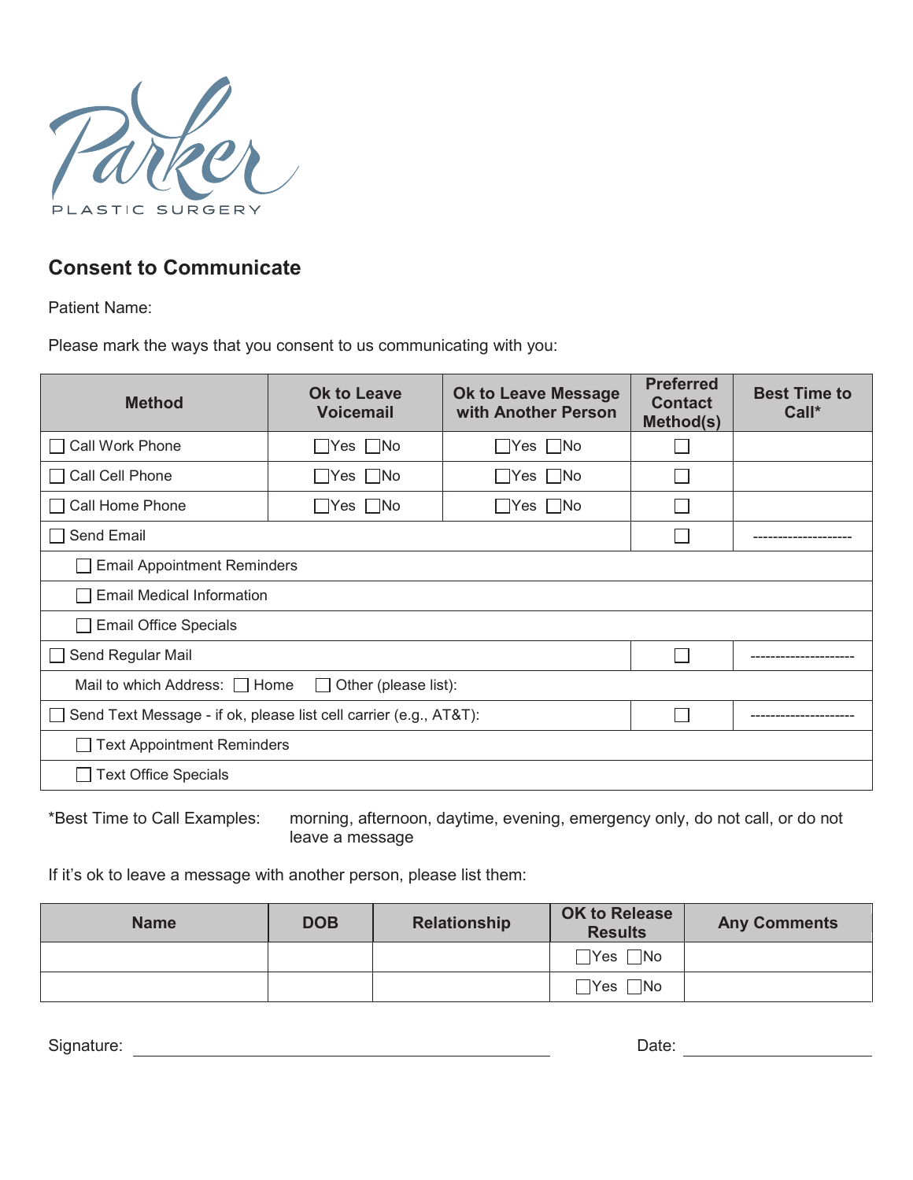Parker

PLASTIC SURGERY

## Consent to Communicate

Patient Name:

Please mark the ways that you consent to us communicating with you:

| Method | Ok to Leave Voicemail | Ok to Leave Message with Another Person | Preferred Contact Method(s) | Best Time to Call* |
|---|---|---|---|---|
| ☐ Call Work Phone | ☐Yes ☐No | ☐Yes ☐No | ☐ | |
| ☐ Call Cell Phone | ☐Yes ☐No | ☐Yes ☐No | ☐ | |
| ☐ Call Home Phone | ☐Yes ☐No | ☐Yes ☐No | ☐ | |
| ☐ Send Email | | | ☐ | -------------------- |
| ☐ Email Appointment Reminders | | | | |
| ☐ Email Medical Information | | | | |
| ☐ Email Office Specials | | | | |
| ☐ Send Regular Mail | | | ☐ | --------------------- |
| Mail to which Address: ☐ Home ☐ Other (please list): | | | | |
| ☐ Send Text Message - if ok, please list cell carrier (e.g., AT&T): | | | ☐ | --------------------- |
| ☐ Text Appointment Reminders | | | | |
| ☐ Text Office Specials | | | | |

*Best Time to Call Examples: morning, afternoon, daytime, evening, emergency only, do not call, or do not leave a message

If it's ok to leave a message with another person, please list them:

| Name | DOB | Relationship | OK to Release Results | Any Comments |
|---|---|---|---|---|
| | | | ☐Yes ☐No | |
| | | | ☐Yes ☐No | |

Signature: ______________________________ Date: ________________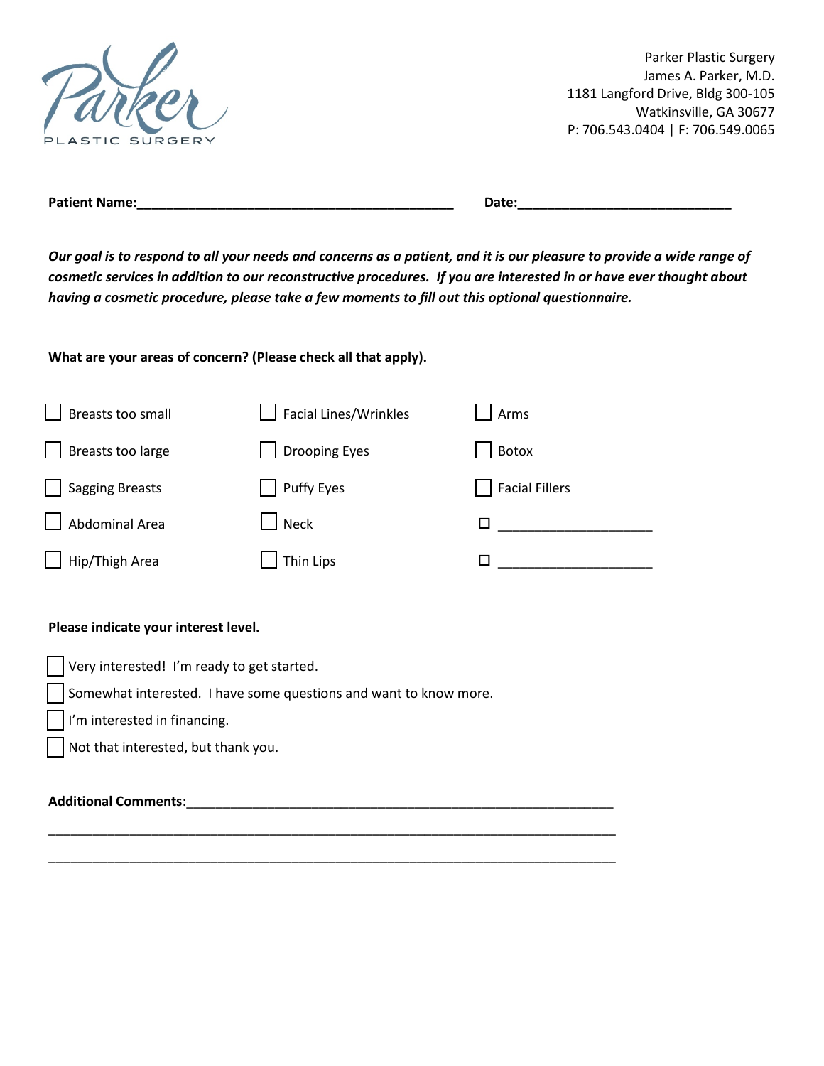Parker Plastic Surgery
James A. Parker, M.D.
1181 Langford Drive, Bldg 300-105
Watkinsville, GA 30677
P: 706.543.0404 | F: 706.549.0065

**Patient Name:**___________________________________________ **Date:**____________________________

***Our goal is to respond to all your needs and concerns as a patient, and it is our pleasure to provide a wide range of cosmetic services in addition to our reconstructive procedures. If you are interested in or have ever thought about having a cosmetic procedure, please take a few moments to fill out this optional questionnaire.***

**What are your areas of concern? (Please check all that apply).**

| | | |
|---|---|---|
| ☐ Breasts too small | ☐ Facial Lines/Wrinkles | ☐ Arms |
| ☐ Breasts too large | ☐ Drooping Eyes | ☐ Botox |
| ☐ Sagging Breasts | ☐ Puffy Eyes | ☐ Facial Fillers |
| ☐ Abdominal Area | ☐ Neck | ☐ ____________________ |
| ☐ Hip/Thigh Area | ☐ Thin Lips | ☐ ____________________ |

**Please indicate your interest level.**

- ☐ Very interested! I'm ready to get started.
- ☐ Somewhat interested. I have some questions and want to know more.
- ☐ I'm interested in financing.
- ☐ Not that interested, but thank you.

**Additional Comments**:___________________________________________________________

_____________________________________________________________________________

_____________________________________________________________________________